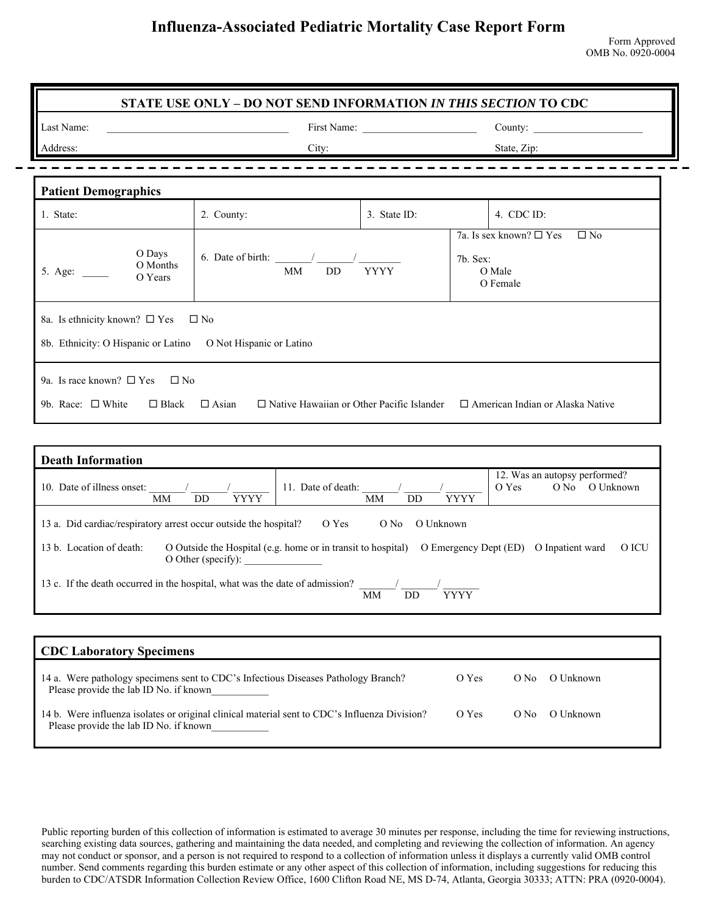# Influenza-Associated Pediatric Mortality Case Report Form

Form Approved
OMB No. 0920-0004

| **STATE USE ONLY – DO NOT SEND INFORMATION *IN THIS SECTION* TO CDC** | | |
|---|---|---|
| Last Name: ______________________________ | First Name: ____________________ | County: ____________________ |
| Address: | City: | State, Zip: |

## Patient Demographics

| 1. State: | 2. County: | 3. State ID: | 4. CDC ID: |
|---|---|---|---|
| 5. Age: _____ O Days O Months O Years | 6. Date of birth: _______/_______/________ MM DD YYYY | | 7a. Is sex known? ☐ Yes ☐ No<br>7b. Sex: O Male O Female |

8a. Is ethnicity known? ☐ Yes ☐ No

8b. Ethnicity: O Hispanic or Latino O Not Hispanic or Latino

9a. Is race known? ☐ Yes ☐ No

9b. Race: ☐ White ☐ Black ☐ Asian ☐ Native Hawaiian or Other Pacific Islander ☐ American Indian or Alaska Native

## Death Information

| 10. Date of illness onset: _______/_______/_______ MM DD YYYY | 11. Date of death: _______/_______/_______ MM DD YYYY | 12. Was an autopsy performed? O Yes O No O Unknown |
|---|---|---|

13 a. Did cardiac/respiratory arrest occur outside the hospital? O Yes O No O Unknown

13 b. Location of death: O Outside the Hospital (e.g. home or in transit to hospital) O Emergency Dept (ED) O Inpatient ward O ICU O Other (specify): _______________

13 c. If the death occurred in the hospital, what was the date of admission? _______/_______/_______ MM DD YYYY

## CDC Laboratory Specimens

14 a. Were pathology specimens sent to CDC's Infectious Diseases Pathology Branch? O Yes O No O Unknown
Please provide the lab ID No. if known___________

14 b. Were influenza isolates or original clinical material sent to CDC's Influenza Division? O Yes O No O Unknown
Please provide the lab ID No. if known___________

Public reporting burden of this collection of information is estimated to average 30 minutes per response, including the time for reviewing instructions, searching existing data sources, gathering and maintaining the data needed, and completing and reviewing the collection of information. An agency may not conduct or sponsor, and a person is not required to respond to a collection of information unless it displays a currently valid OMB control number. Send comments regarding this burden estimate or any other aspect of this collection of information, including suggestions for reducing this burden to CDC/ATSDR Information Collection Review Office, 1600 Clifton Road NE, MS D-74, Atlanta, Georgia 30333; ATTN: PRA (0920-0004).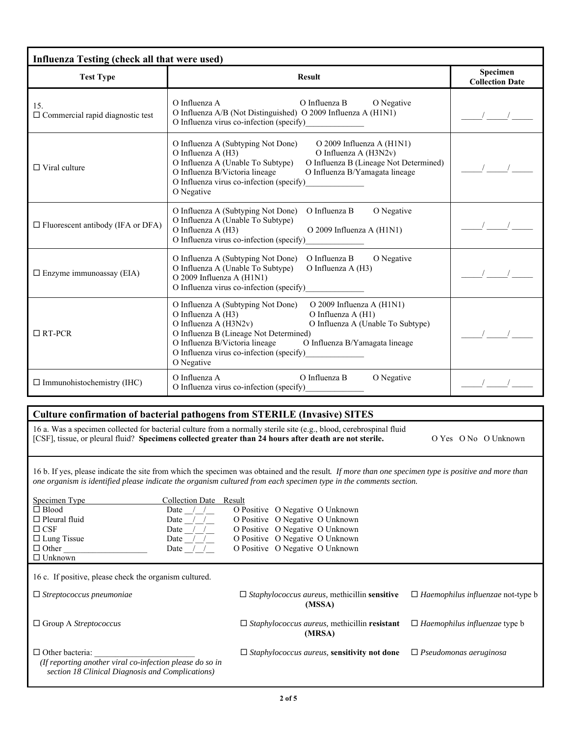## Influenza Testing (check all that were used)

| Test Type | Result | Specimen Collection Date |
|---|---|---|
| 15. ☐ Commercial rapid diagnostic test | O Influenza A O Influenza B O Negative<br>O Influenza A/B (Not Distinguished) O 2009 Influenza A (H1N1)<br>O Influenza virus co-infection (specify)______________ | _____/ _____/ _____ |
| ☐ Viral culture | O Influenza A (Subtyping Not Done) O 2009 Influenza A (H1N1)<br>O Influenza A (H3) O Influenza A (H3N2v)<br>O Influenza A (Unable To Subtype) O Influenza B (Lineage Not Determined)<br>O Influenza B/Victoria lineage O Influenza B/Yamagata lineage<br>O Influenza virus co-infection (specify)______________<br>O Negative | _____/ _____/ _____ |
| ☐ Fluorescent antibody (IFA or DFA) | O Influenza A (Subtyping Not Done) O Influenza B O Negative<br>O Influenza A (Unable To Subtype)<br>O Influenza A (H3) O 2009 Influenza A (H1N1)<br>O Influenza virus co-infection (specify)______________ | _____/ _____/ _____ |
| ☐ Enzyme immunoassay (EIA) | O Influenza A (Subtyping Not Done) O Influenza B O Negative<br>O Influenza A (Unable To Subtype) O Influenza A (H3)<br>O 2009 Influenza A (H1N1)<br>O Influenza virus co-infection (specify)______________ | _____/ _____/ _____ |
| ☐ RT-PCR | O Influenza A (Subtyping Not Done) O 2009 Influenza A (H1N1)<br>O Influenza A (H3) O Influenza A (H1)<br>O Influenza A (H3N2v) O Influenza A (Unable To Subtype)<br>O Influenza B (Lineage Not Determined)<br>O Influenza B/Victoria lineage O Influenza B/Yamagata lineage<br>O Influenza virus co-infection (specify)______________<br>O Negative | _____/ _____/ _____ |
| ☐ Immunohistochemistry (IHC) | O Influenza A O Influenza B O Negative<br>O Influenza virus co-infection (specify)______________ | _____/ _____/ _____ |

## Culture confirmation of bacterial pathogens from STERILE (Invasive) SITES

16 a. Was a specimen collected for bacterial culture from a normally sterile site (e.g., blood, cerebrospinal fluid [CSF], tissue, or pleural fluid? **Specimens collected greater than 24 hours after death are not sterile.** O Yes O No O Unknown

16 b. If yes, please indicate the site from which the specimen was obtained and the result. *If more than one specimen type is positive and more than one organism is identified please indicate the organism cultured from each specimen type in the comments section.*

| Specimen Type | Collection Date | Result |
|---|---|---|
| ☐ Blood | Date __/__/__ | O Positive O Negative O Unknown |
| ☐ Pleural fluid | Date __/__/__ | O Positive O Negative O Unknown |
| ☐ CSF | Date __/__/__ | O Positive O Negative O Unknown |
| ☐ Lung Tissue | Date __/__/__ | O Positive O Negative O Unknown |
| ☐ Other ___________________ | Date __/__/__ | O Positive O Negative O Unknown |
| ☐ Unknown | | |

16 c. If positive, please check the organism cultured.

☐ *Streptococcus pneumoniae*

☐ *Staphylococcus aureus,* methicillin **sensitive (MSSA)**

☐ *Haemophilus influenzae* not-type b

☐ Group A *Streptococcus*

☐ *Staphylococcus aureus,* methicillin **resistant (MRSA)**

☐ *Haemophilus influenzae* type b

☐ Other bacteria: ________________________
*(If reporting another viral co-infection please do so in section 18 Clinical Diagnosis and Complications)*

☐ *Staphylococcus aureus,* **sensitivity not done**

☐ *Pseudomonas aeruginosa*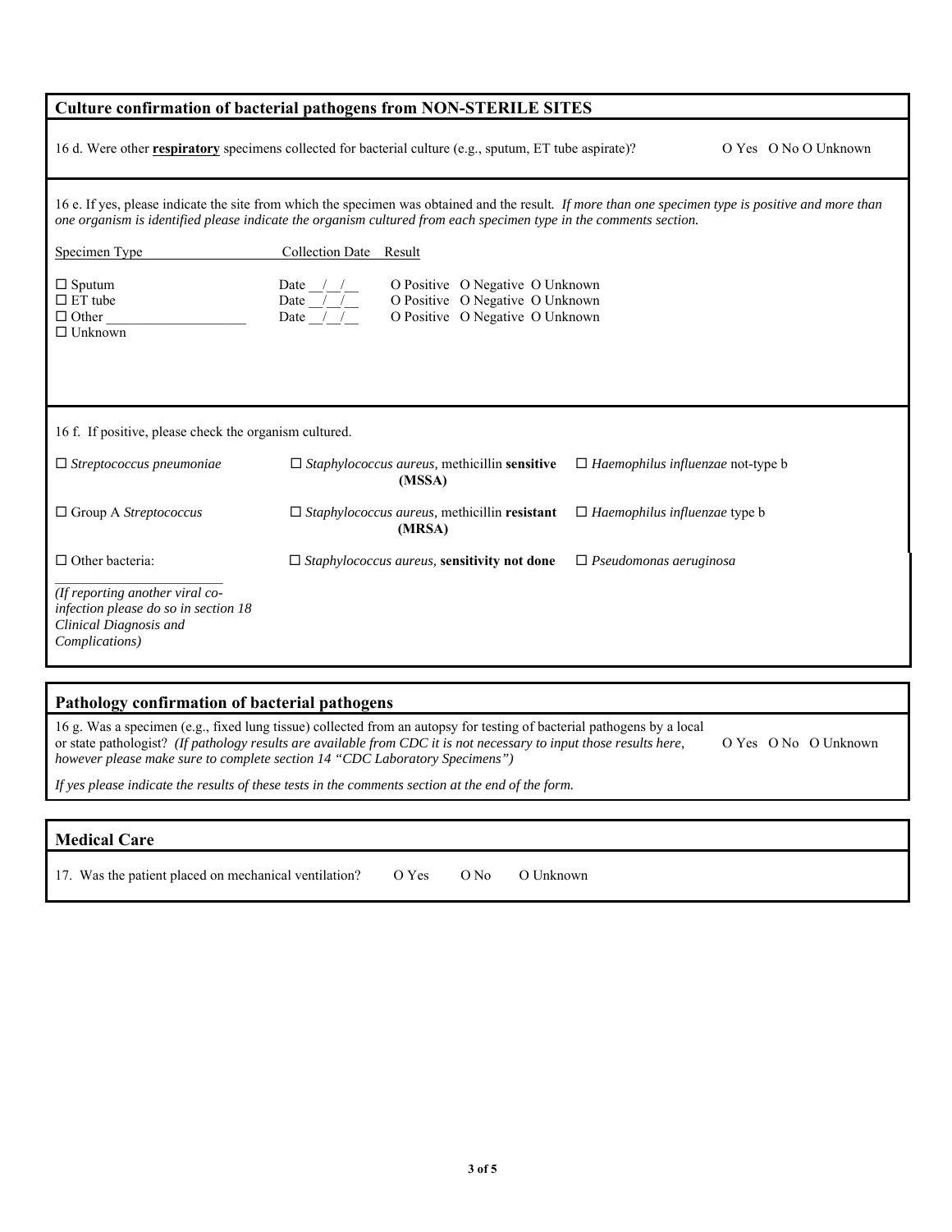## Culture confirmation of bacterial pathogens from NON-STERILE SITES

16 d. Were other **respiratory** specimens collected for bacterial culture (e.g., sputum, ET tube aspirate)? O Yes O No O Unknown

16 e. If yes, please indicate the site from which the specimen was obtained and the result. *If more than one specimen type is positive and more than one organism is identified please indicate the organism cultured from each specimen type in the comments section.*

| Specimen Type | Collection Date | Result |
|---|---|---|
| ☐ Sputum | Date __/__/__ | O Positive O Negative O Unknown |
| ☐ ET tube | Date __/__/__ | O Positive O Negative O Unknown |
| ☐ Other ________________ | Date __/__/__ | O Positive O Negative O Unknown |
| ☐ Unknown | | |

16 f. If positive, please check the organism cultured.

| | | |
|---|---|---|
| ☐ *Streptococcus pneumoniae* | ☐ *Staphylococcus aureus,* methicillin **sensitive (MSSA)** | ☐ *Haemophilus influenzae* not-type b |
| ☐ Group A *Streptococcus* | ☐ *Staphylococcus aureus,* methicillin **resistant (MRSA)** | ☐ *Haemophilus influenzae* type b |
| ☐ Other bacteria: ________________ | ☐ *Staphylococcus aureus,* **sensitivity not done** | ☐ *Pseudomonas aeruginosa* |

*(If reporting another viral co-infection please do so in section 18 Clinical Diagnosis and Complications)*

## Pathology confirmation of bacterial pathogens

16 g. Was a specimen (e.g., fixed lung tissue) collected from an autopsy for testing of bacterial pathogens by a local or state pathologist? *(If pathology results are available from CDC it is not necessary to input those results here, however please make sure to complete section 14 "CDC Laboratory Specimens")* O Yes O No O Unknown

*If yes please indicate the results of these tests in the comments section at the end of the form.*

## Medical Care

17. Was the patient placed on mechanical ventilation? O Yes O No O Unknown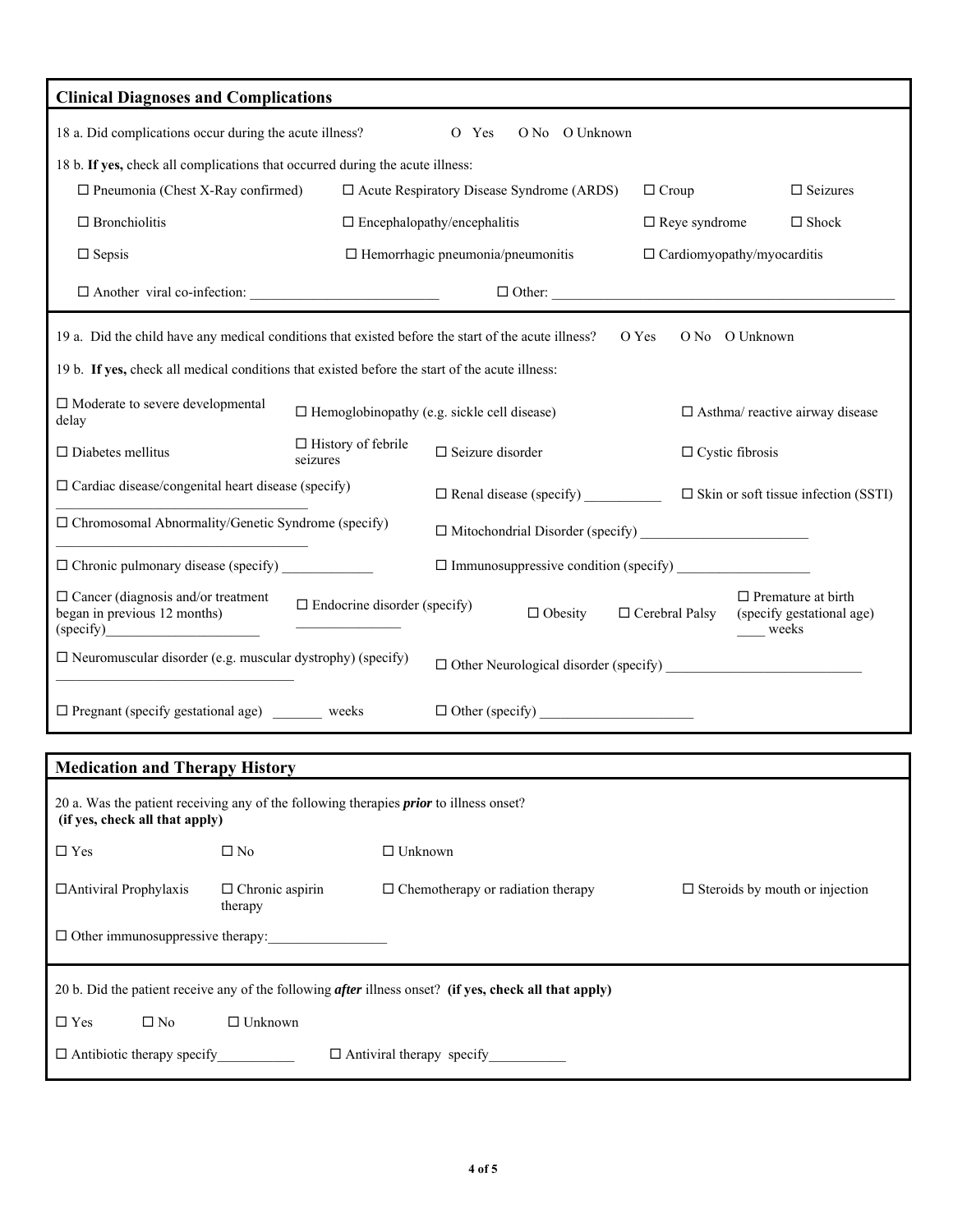## Clinical Diagnoses and Complications

18 a. Did complications occur during the acute illness? O Yes O No O Unknown

18 b. **If yes,** check all complications that occurred during the acute illness:

| | | | |
|---|---|---|---|
| ☐ Pneumonia (Chest X-Ray confirmed) | ☐ Acute Respiratory Disease Syndrome (ARDS) | ☐ Croup | ☐ Seizures |
| ☐ Bronchiolitis | ☐ Encephalopathy/encephalitis | ☐ Reye syndrome | ☐ Shock |
| ☐ Sepsis | ☐ Hemorrhagic pneumonia/pneumonitis | ☐ Cardiomyopathy/myocarditis | |
| ☐ Another viral co-infection: ____________________ | ☐ Other: ____________________ | | |

19 a. Did the child have any medical conditions that existed before the start of the acute illness? O Yes O No O Unknown

19 b. **If yes,** check all medical conditions that existed before the start of the acute illness:

- ☐ Moderate to severe developmental delay
- ☐ Hemoglobinopathy (e.g. sickle cell disease)
- ☐ Asthma/ reactive airway disease
- ☐ Diabetes mellitus
- ☐ History of febrile seizures
- ☐ Seizure disorder
- ☐ Cystic fibrosis
- ☐ Cardiac disease/congenital heart disease (specify) ____________________
- ☐ Renal disease (specify) ___________
- ☐ Skin or soft tissue infection (SSTI)
- ☐ Chromosomal Abnormality/Genetic Syndrome (specify) ____________________
- ☐ Mitochondrial Disorder (specify) ____________________
- ☐ Chronic pulmonary disease (specify) _____________
- ☐ Immunosuppressive condition (specify) ____________________
- ☐ Cancer (diagnosis and/or treatment began in previous 12 months) (specify)____________________
- ☐ Endocrine disorder (specify) _______________
- ☐ Obesity
- ☐ Cerebral Palsy
- ☐ Premature at birth (specify gestational age) ____ weeks
- ☐ Neuromuscular disorder (e.g. muscular dystrophy) (specify) ____________________
- ☐ Other Neurological disorder (specify) ____________________
- ☐ Pregnant (specify gestational age) _______ weeks
- ☐ Other (specify) ____________________

## Medication and Therapy History

20 a. Was the patient receiving any of the following therapies ***prior*** to illness onset? **(if yes, check all that apply)**

☐ Yes ☐ No ☐ Unknown

- ☐ Antiviral Prophylaxis
- ☐ Chronic aspirin therapy
- ☐ Chemotherapy or radiation therapy
- ☐ Steroids by mouth or injection
- ☐ Other immunosuppressive therapy:________________

20 b. Did the patient receive any of the following ***after*** illness onset? **(if yes, check all that apply)**

☐ Yes ☐ No ☐ Unknown

☐ Antibiotic therapy specify__________ ☐ Antiviral therapy specify__________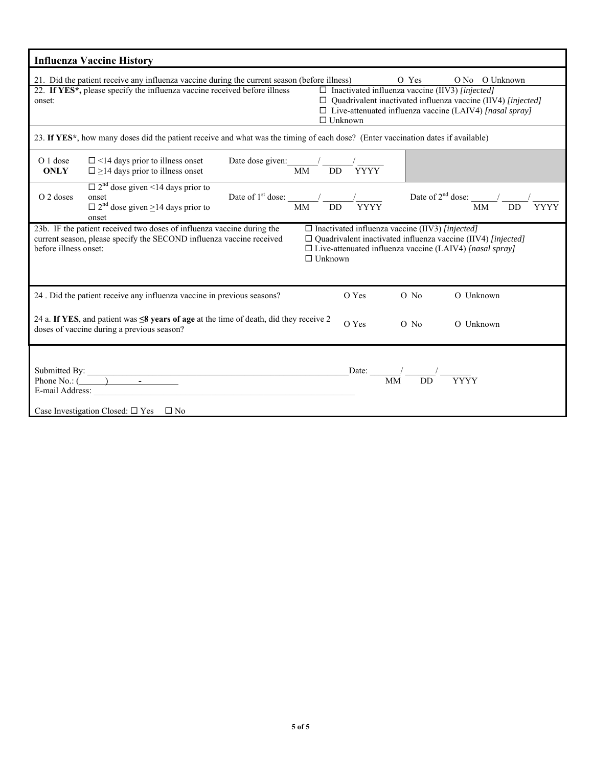## Influenza Vaccine History

21. Did the patient receive any influenza vaccine during the current season (before illness) O Yes O No O Unknown

22. **If YES\*,** please specify the influenza vaccine received before illness onset:
- ☐ Inactivated influenza vaccine (IIV3) *[injected]*
- ☐ Quadrivalent inactivated influenza vaccine (IIV4) *[injected]*
- ☐ Live-attenuated influenza vaccine (LAIV4) *[nasal spray]*
- ☐ Unknown

23. **If YES\***, how many doses did the patient receive and what was the timing of each dose? (Enter vaccination dates if available)

| | | | |
|---|---|---|---|
| O 1 dose **ONLY** | ☐ <14 days prior to illness onset<br>☐ ≥14 days prior to illness onset | Date dose given: ______/ ______/ ______ (MM DD YYYY) | |
| O 2 doses | ☐ 2[nd] dose given <14 days prior to onset<br>☐ 2[nd] dose given ≥14 days prior to onset | Date of 1[st] dose: ______/ ______/ ______ (MM DD YYYY) | Date of 2[nd] dose: ______/ ______/ ______ (MM DD YYYY) |

23b. IF the patient received two doses of influenza vaccine during the current season, please specify the SECOND influenza vaccine received before illness onset:
- ☐ Inactivated influenza vaccine (IIV3) *[injected]*
- ☐ Quadrivalent inactivated influenza vaccine (IIV4) *[injected]*
- ☐ Live-attenuated influenza vaccine (LAIV4) *[nasal spray]*
- ☐ Unknown

24 . Did the patient receive any influenza vaccine in previous seasons? O Yes O No O Unknown

24 a. **If YES**, and patient was **≤8 years of age** at the time of death, did they receive 2 doses of vaccine during a previous season? O Yes O No O Unknown

Submitted By: ________________________________ Date: ______/ ______/ ______ (MM DD YYYY)

Phone No.: (______) ______-________

E-mail Address: ________________________________

Case Investigation Closed: ☐ Yes ☐ No